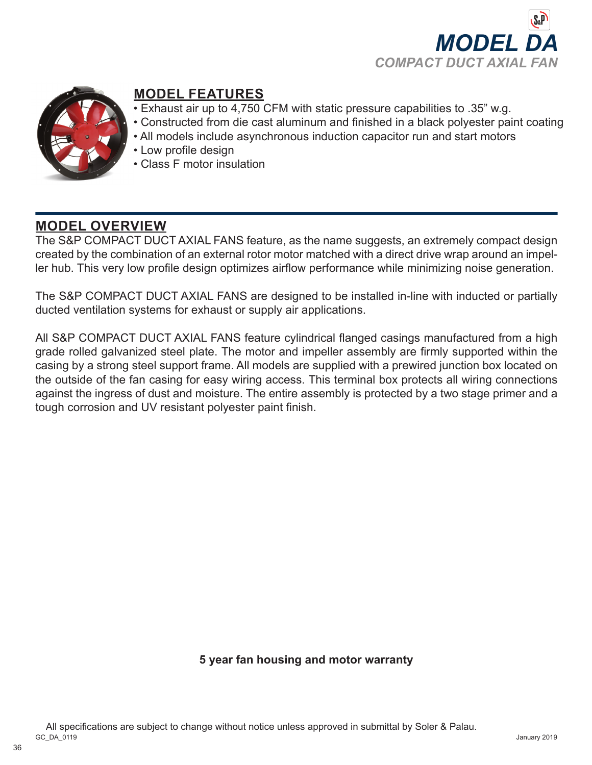# MODEL DA

*COMPACT DUCT AXIAL FAN*

## MODEL FEATURES

- Exhaust air up to 4,750 CFM with static pressure capabilities to .35" w.g.
- Constructed from die cast aluminum and finished in a black polyester paint coating
- All models include asynchronous induction capacitor run and start motors
- Low profile design
- Class F motor insulation

## MODEL OVERVIEW

The S&P COMPACT DUCT AXIAL FANS feature, as the name suggests, an extremely compact design created by the combination of an external rotor motor matched with a direct drive wrap around an impeller hub. This very low profile design optimizes airflow performance while minimizing noise generation.

The S&P COMPACT DUCT AXIAL FANS are designed to be installed in-line with inducted or partially ducted ventilation systems for exhaust or supply air applications.

All S&P COMPACT DUCT AXIAL FANS feature cylindrical flanged casings manufactured from a high grade rolled galvanized steel plate. The motor and impeller assembly are firmly supported within the casing by a strong steel support frame. All models are supplied with a prewired junction box located on the outside of the fan casing for easy wiring access. This terminal box protects all wiring connections against the ingress of dust and moisture. The entire assembly is protected by a two stage primer and a tough corrosion and UV resistant polyester paint finish.

**5 year fan housing and motor warranty**

All specifications are subject to change without notice unless approved in submittal by Soler & Palau.

GC_DA_0119

January 2019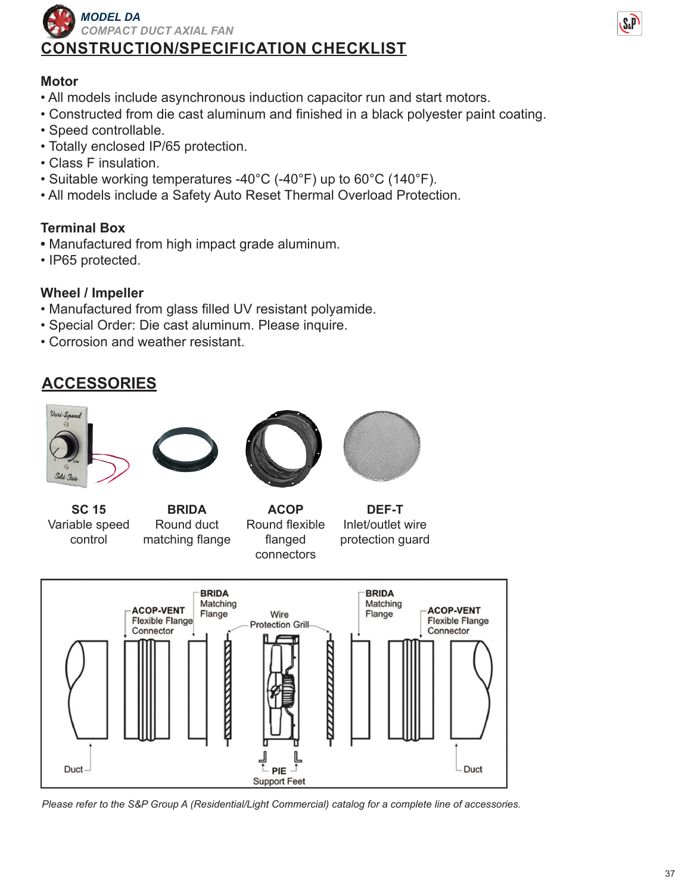**MODEL DA**
*COMPACT DUCT AXIAL FAN*

# CONSTRUCTION/SPECIFICATION CHECKLIST

### Motor

- All models include asynchronous induction capacitor run and start motors.
- Constructed from die cast aluminum and finished in a black polyester paint coating.
- Speed controllable.
- Totally enclosed IP/65 protection.
- Class F insulation.
- Suitable working temperatures -40°C (-40°F) up to 60°C (140°F).
- All models include a Safety Auto Reset Thermal Overload Protection.

### Terminal Box

- Manufactured from high impact grade aluminum.
- IP65 protected.

### Wheel / Impeller

- Manufactured from glass filled UV resistant polyamide.
- Special Order: Die cast aluminum. Please inquire.
- Corrosion and weather resistant.

## ACCESSORIES

**SC 15**
Variable speed control

**BRIDA**
Round duct matching flange

**ACOP**
Round flexible flanged connectors

**DEF-T**
Inlet/outlet wire protection guard

Duct – **ACOP-VENT** Flexible Flange Connector – **BRIDA** Matching Flange – Wire Protection Grill – **PIE** Support Feet – **BRIDA** Matching Flange – **ACOP-VENT** Flexible Flange Connector – Duct

*Please refer to the S&P Group A (Residential/Light Commercial) catalog for a complete line of accessories.*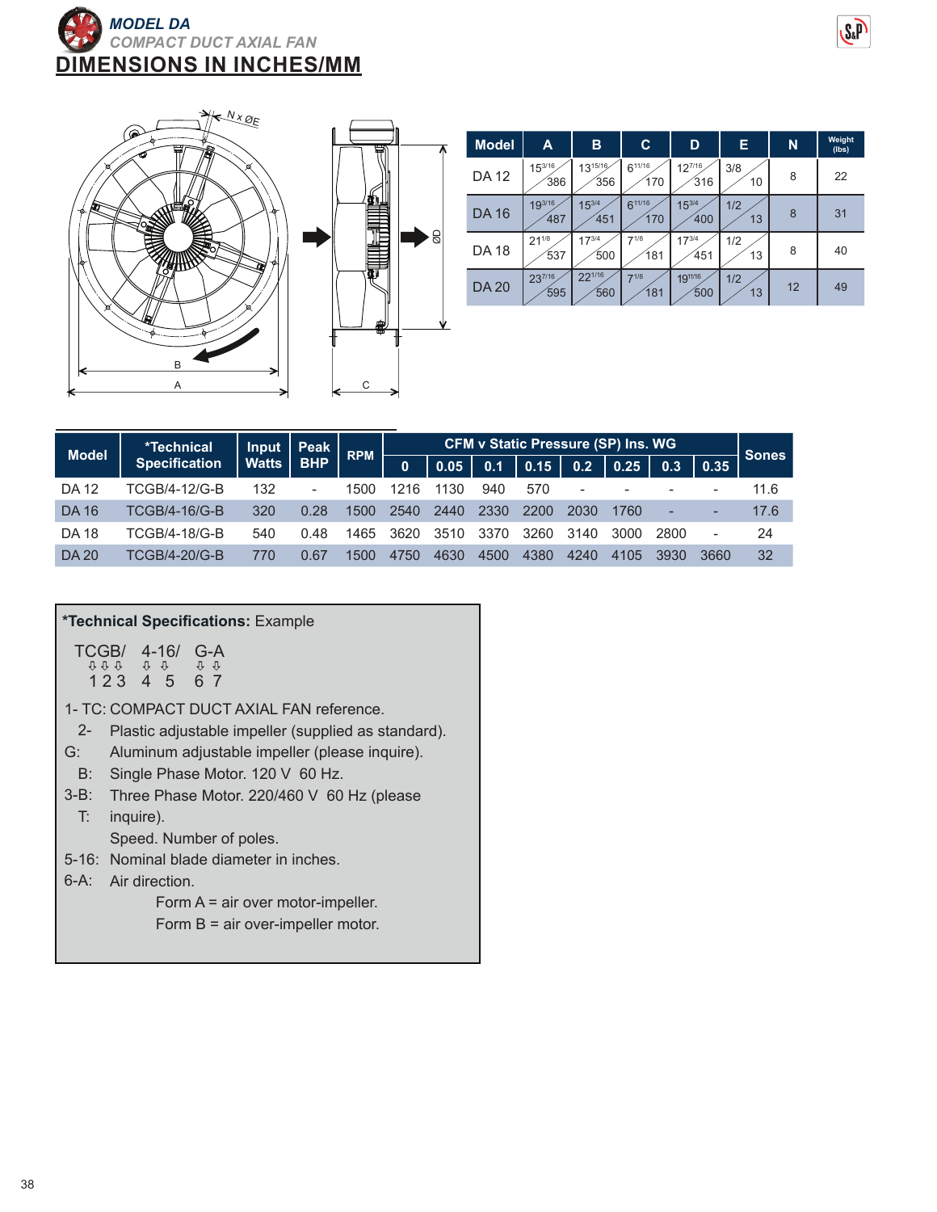## MODEL DA

*COMPACT DUCT AXIAL FAN*

# DIMENSIONS IN INCHES/MM

N x ØE

ØD

B

A

C

| Model | A | B | C | D | E | N | Weight (lbs) |
|---|---|---|---|---|---|---|---|
| DA 12 | 15 3/16 / 386 | 13 15/16 / 356 | 6 11/16 / 170 | 12 7/16 / 316 | 3/8 / 10 | 8 | 22 |
| DA 16 | 19 3/16 / 487 | 15 3/4 / 451 | 6 11/16 / 170 | 15 3/4 / 400 | 1/2 / 13 | 8 | 31 |
| DA 18 | 21 1/8 / 537 | 17 3/4 / 500 | 7 1/8 / 181 | 17 3/4 / 451 | 1/2 / 13 | 8 | 40 |
| DA 20 | 23 7/16 / 595 | 22 1/16 / 560 | 7 1/8 / 181 | 19 11/16 / 500 | 1/2 / 13 | 12 | 49 |

| Model | *Technical Specification | Input Watts | Peak BHP | RPM | CFM v Static Pressure (SP) Ins. WG | | | | | | | | Sones |
|---|---|---|---|---|---|---|---|---|---|---|---|---|---|
| | | | | | 0 | 0.05 | 0.1 | 0.15 | 0.2 | 0.25 | 0.3 | 0.35 | |
| DA 12 | TCGB/4-12/G-B | 132 | - | 1500 | 1216 | 1130 | 940 | 570 | - | - | - | - | 11.6 |
| DA 16 | TCGB/4-16/G-B | 320 | 0.28 | 1500 | 2540 | 2440 | 2330 | 2200 | 2030 | 1760 | - | - | 17.6 |
| DA 18 | TCGB/4-18/G-B | 540 | 0.48 | 1465 | 3620 | 3510 | 3370 | 3260 | 3140 | 3000 | 2800 | - | 24 |
| DA 20 | TCGB/4-20/G-B | 770 | 0.67 | 1500 | 4750 | 4630 | 4500 | 4380 | 4240 | 4105 | 3930 | 3660 | 32 |

**\*Technical Specifications:** Example

```
TCGB/  4-16/  G-A
 ⇩⇩⇩   ⇩  ⇩   ⇩ ⇩
 1 2 3  4  5   6 7
```

1- TC: COMPACT DUCT AXIAL FAN reference.

2- Plastic adjustable impeller (supplied as standard).
G: Aluminum adjustable impeller (please inquire).

B: Single Phase Motor. 120 V 60 Hz.
3-B: Three Phase Motor. 220/460 V 60 Hz (please
T: inquire).

Speed. Number of poles.

5-16: Nominal blade diameter in inches.

6-A: Air direction.

Form A = air over motor-impeller.
Form B = air over-impeller motor.